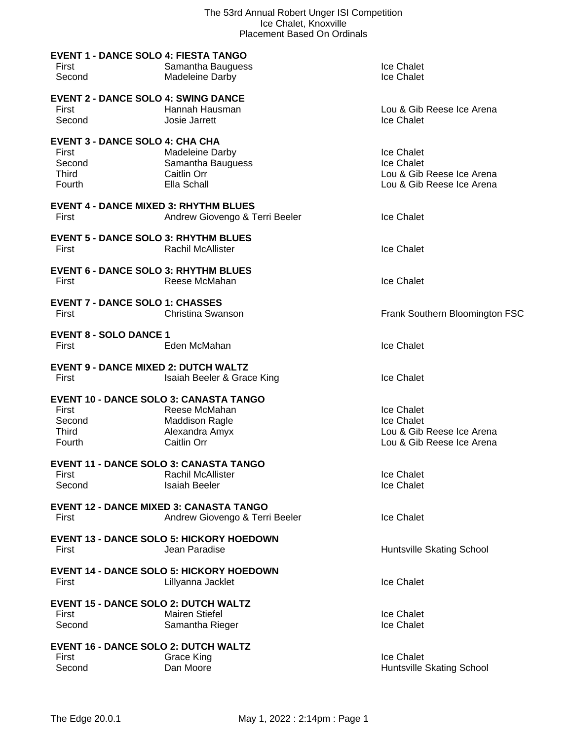# The 53rd Annual Robert Unger ISI Competition

Ice Chalet, Knoxville

Placement Based On Ordinals

**EVENT 1 - DANCE SOLO 4: FIESTA TANGO**

| | | |
|---|---|---|
| First | Samantha Bauguess | Ice Chalet |
| Second | Madeleine Darby | Ice Chalet |

**EVENT 2 - DANCE SOLO 4: SWING DANCE**

| | | |
|---|---|---|
| First | Hannah Hausman | Lou & Gib Reese Ice Arena |
| Second | Josie Jarrett | Ice Chalet |

**EVENT 3 - DANCE SOLO 4: CHA CHA**

| | | |
|---|---|---|
| First | Madeleine Darby | Ice Chalet |
| Second | Samantha Bauguess | Ice Chalet |
| Third | Caitlin Orr | Lou & Gib Reese Ice Arena |
| Fourth | Ella Schall | Lou & Gib Reese Ice Arena |

**EVENT 4 - DANCE MIXED 3: RHYTHM BLUES**

| | | |
|---|---|---|
| First | Andrew Giovengo & Terri Beeler | Ice Chalet |

**EVENT 5 - DANCE SOLO 3: RHYTHM BLUES**

| | | |
|---|---|---|
| First | Rachil McAllister | Ice Chalet |

**EVENT 6 - DANCE SOLO 3: RHYTHM BLUES**

| | | |
|---|---|---|
| First | Reese McMahan | Ice Chalet |

**EVENT 7 - DANCE SOLO 1: CHASSES**

| | | |
|---|---|---|
| First | Christina Swanson | Frank Southern Bloomington FSC |

**EVENT 8 - SOLO DANCE 1**

| | | |
|---|---|---|
| First | Eden McMahan | Ice Chalet |

**EVENT 9 - DANCE MIXED 2: DUTCH WALTZ**

| | | |
|---|---|---|
| First | Isaiah Beeler & Grace King | Ice Chalet |

**EVENT 10 - DANCE SOLO 3: CANASTA TANGO**

| | | |
|---|---|---|
| First | Reese McMahan | Ice Chalet |
| Second | Maddison Ragle | Ice Chalet |
| Third | Alexandra Amyx | Lou & Gib Reese Ice Arena |
| Fourth | Caitlin Orr | Lou & Gib Reese Ice Arena |

**EVENT 11 - DANCE SOLO 3: CANASTA TANGO**

| | | |
|---|---|---|
| First | Rachil McAllister | Ice Chalet |
| Second | Isaiah Beeler | Ice Chalet |

**EVENT 12 - DANCE MIXED 3: CANASTA TANGO**

| | | |
|---|---|---|
| First | Andrew Giovengo & Terri Beeler | Ice Chalet |

**EVENT 13 - DANCE SOLO 5: HICKORY HOEDOWN**

| | | |
|---|---|---|
| First | Jean Paradise | Huntsville Skating School |

**EVENT 14 - DANCE SOLO 5: HICKORY HOEDOWN**

| | | |
|---|---|---|
| First | Lillyanna Jacklet | Ice Chalet |

**EVENT 15 - DANCE SOLO 2: DUTCH WALTZ**

| | | |
|---|---|---|
| First | Mairen Stiefel | Ice Chalet |
| Second | Samantha Rieger | Ice Chalet |

**EVENT 16 - DANCE SOLO 2: DUTCH WALTZ**

| | | |
|---|---|---|
| First | Grace King | Ice Chalet |
| Second | Dan Moore | Huntsville Skating School |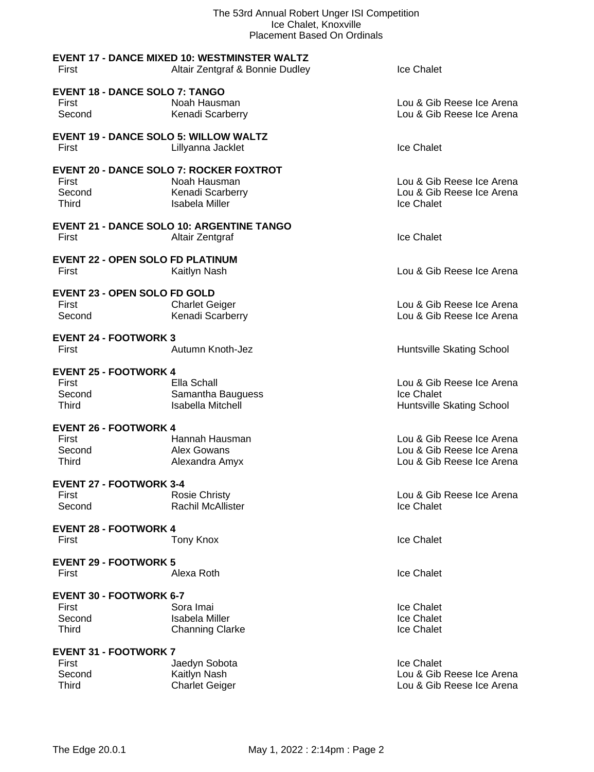The 53rd Annual Robert Unger ISI Competition
Ice Chalet, Knoxville
Placement Based On Ordinals

**EVENT 17 - DANCE MIXED 10: WESTMINSTER WALTZ**

| | | |
|---|---|---|
| First | Altair Zentgraf & Bonnie Dudley | Ice Chalet |

**EVENT 18 - DANCE SOLO 7: TANGO**

| | | |
|---|---|---|
| First | Noah Hausman | Lou & Gib Reese Ice Arena |
| Second | Kenadi Scarberry | Lou & Gib Reese Ice Arena |

**EVENT 19 - DANCE SOLO 5: WILLOW WALTZ**

| | | |
|---|---|---|
| First | Lillyanna Jacklet | Ice Chalet |

**EVENT 20 - DANCE SOLO 7: ROCKER FOXTROT**

| | | |
|---|---|---|
| First | Noah Hausman | Lou & Gib Reese Ice Arena |
| Second | Kenadi Scarberry | Lou & Gib Reese Ice Arena |
| Third | Isabela Miller | Ice Chalet |

**EVENT 21 - DANCE SOLO 10: ARGENTINE TANGO**

| | | |
|---|---|---|
| First | Altair Zentgraf | Ice Chalet |

**EVENT 22 - OPEN SOLO FD PLATINUM**

| | | |
|---|---|---|
| First | Kaitlyn Nash | Lou & Gib Reese Ice Arena |

**EVENT 23 - OPEN SOLO FD GOLD**

| | | |
|---|---|---|
| First | Charlet Geiger | Lou & Gib Reese Ice Arena |
| Second | Kenadi Scarberry | Lou & Gib Reese Ice Arena |

**EVENT 24 - FOOTWORK 3**

| | | |
|---|---|---|
| First | Autumn Knoth-Jez | Huntsville Skating School |

**EVENT 25 - FOOTWORK 4**

| | | |
|---|---|---|
| First | Ella Schall | Lou & Gib Reese Ice Arena |
| Second | Samantha Bauguess | Ice Chalet |
| Third | Isabella Mitchell | Huntsville Skating School |

**EVENT 26 - FOOTWORK 4**

| | | |
|---|---|---|
| First | Hannah Hausman | Lou & Gib Reese Ice Arena |
| Second | Alex Gowans | Lou & Gib Reese Ice Arena |
| Third | Alexandra Amyx | Lou & Gib Reese Ice Arena |

**EVENT 27 - FOOTWORK 3-4**

| | | |
|---|---|---|
| First | Rosie Christy | Lou & Gib Reese Ice Arena |
| Second | Rachil McAllister | Ice Chalet |

**EVENT 28 - FOOTWORK 4**

| | | |
|---|---|---|
| First | Tony Knox | Ice Chalet |

**EVENT 29 - FOOTWORK 5**

| | | |
|---|---|---|
| First | Alexa Roth | Ice Chalet |

**EVENT 30 - FOOTWORK 6-7**

| | | |
|---|---|---|
| First | Sora Imai | Ice Chalet |
| Second | Isabela Miller | Ice Chalet |
| Third | Channing Clarke | Ice Chalet |

**EVENT 31 - FOOTWORK 7**

| | | |
|---|---|---|
| First | Jaedyn Sobota | Ice Chalet |
| Second | Kaitlyn Nash | Lou & Gib Reese Ice Arena |
| Third | Charlet Geiger | Lou & Gib Reese Ice Arena |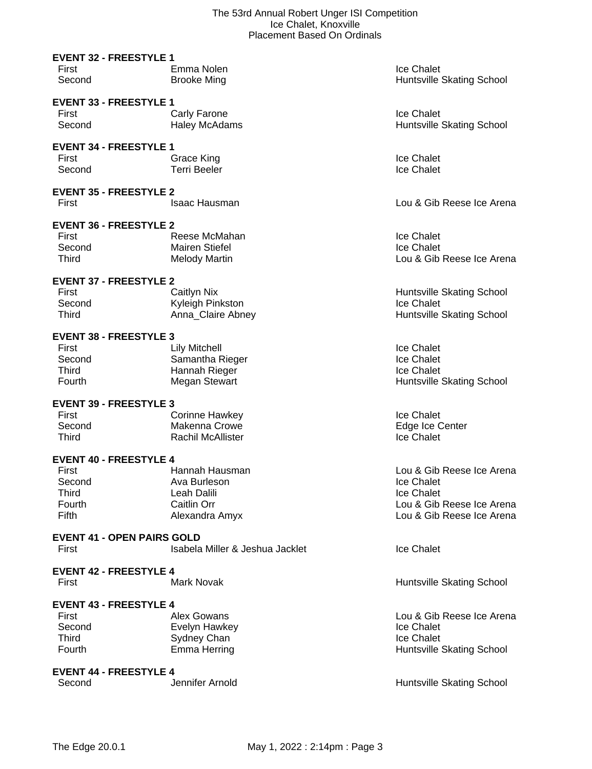# The 53rd Annual Robert Unger ISI Competition

Ice Chalet, Knoxville

Placement Based On Ordinals

**EVENT 32 - FREESTYLE 1**

| | | |
|---|---|---|
| First | Emma Nolen | Ice Chalet |
| Second | Brooke Ming | Huntsville Skating School |

**EVENT 33 - FREESTYLE 1**

| | | |
|---|---|---|
| First | Carly Farone | Ice Chalet |
| Second | Haley McAdams | Huntsville Skating School |

**EVENT 34 - FREESTYLE 1**

| | | |
|---|---|---|
| First | Grace King | Ice Chalet |
| Second | Terri Beeler | Ice Chalet |

**EVENT 35 - FREESTYLE 2**

| | | |
|---|---|---|
| First | Isaac Hausman | Lou & Gib Reese Ice Arena |

**EVENT 36 - FREESTYLE 2**

| | | |
|---|---|---|
| First | Reese McMahan | Ice Chalet |
| Second | Mairen Stiefel | Ice Chalet |
| Third | Melody Martin | Lou & Gib Reese Ice Arena |

**EVENT 37 - FREESTYLE 2**

| | | |
|---|---|---|
| First | Caitlyn Nix | Huntsville Skating School |
| Second | Kyleigh Pinkston | Ice Chalet |
| Third | Anna_Claire Abney | Huntsville Skating School |

**EVENT 38 - FREESTYLE 3**

| | | |
|---|---|---|
| First | Lily Mitchell | Ice Chalet |
| Second | Samantha Rieger | Ice Chalet |
| Third | Hannah Rieger | Ice Chalet |
| Fourth | Megan Stewart | Huntsville Skating School |

**EVENT 39 - FREESTYLE 3**

| | | |
|---|---|---|
| First | Corinne Hawkey | Ice Chalet |
| Second | Makenna Crowe | Edge Ice Center |
| Third | Rachil McAllister | Ice Chalet |

**EVENT 40 - FREESTYLE 4**

| | | |
|---|---|---|
| First | Hannah Hausman | Lou & Gib Reese Ice Arena |
| Second | Ava Burleson | Ice Chalet |
| Third | Leah Dalili | Ice Chalet |
| Fourth | Caitlin Orr | Lou & Gib Reese Ice Arena |
| Fifth | Alexandra Amyx | Lou & Gib Reese Ice Arena |

**EVENT 41 - OPEN PAIRS GOLD**

| | | |
|---|---|---|
| First | Isabela Miller & Jeshua Jacklet | Ice Chalet |

**EVENT 42 - FREESTYLE 4**

| | | |
|---|---|---|
| First | Mark Novak | Huntsville Skating School |

**EVENT 43 - FREESTYLE 4**

| | | |
|---|---|---|
| First | Alex Gowans | Lou & Gib Reese Ice Arena |
| Second | Evelyn Hawkey | Ice Chalet |
| Third | Sydney Chan | Ice Chalet |
| Fourth | Emma Herring | Huntsville Skating School |

**EVENT 44 - FREESTYLE 4**

| | | |
|---|---|---|
| Second | Jennifer Arnold | Huntsville Skating School |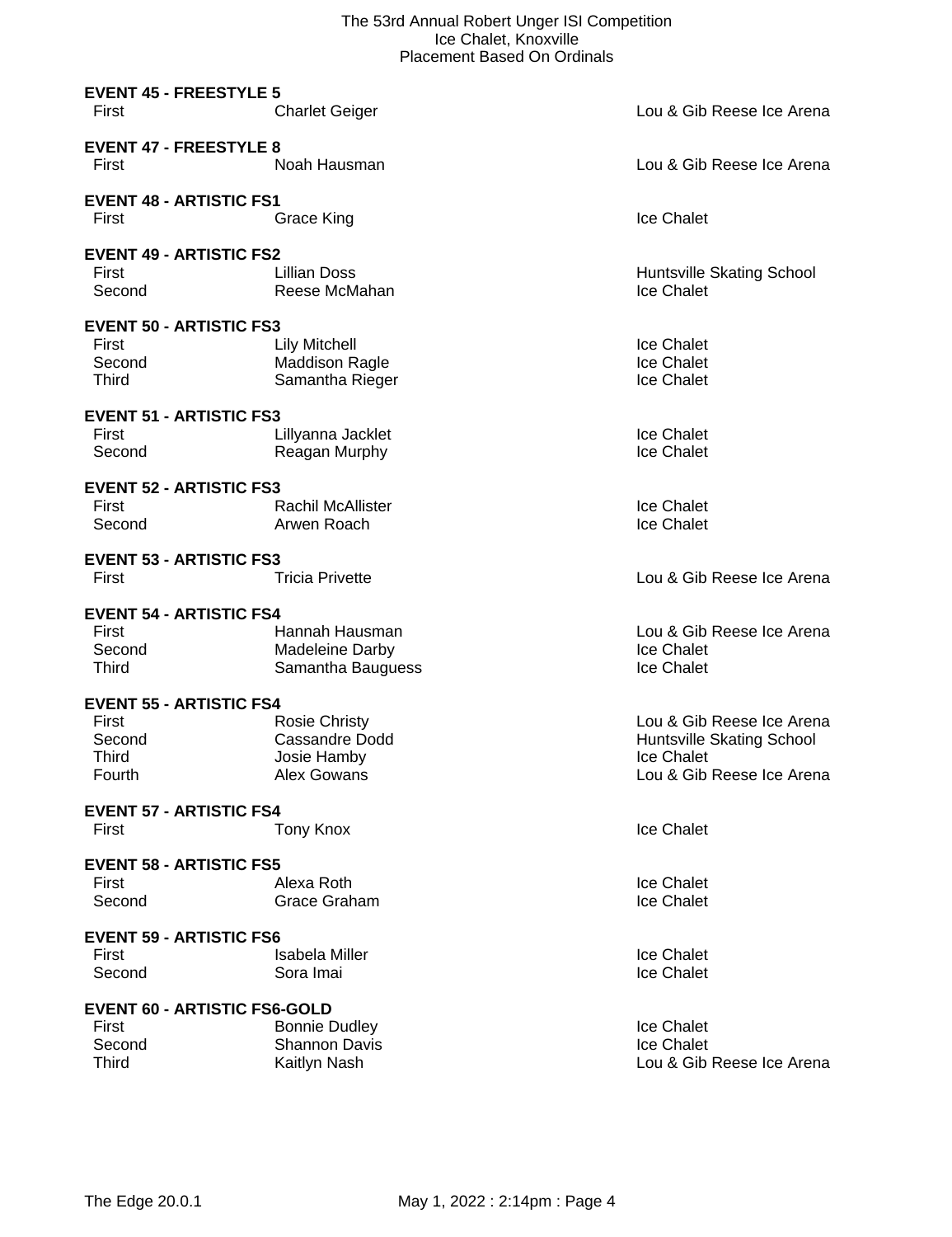### EVENT 45 - FREESTYLE 5

| | | |
|---|---|---|
| First | Charlet Geiger | Lou & Gib Reese Ice Arena |

### EVENT 47 - FREESTYLE 8

| | | |
|---|---|---|
| First | Noah Hausman | Lou & Gib Reese Ice Arena |

### EVENT 48 - ARTISTIC FS1

| | | |
|---|---|---|
| First | Grace King | Ice Chalet |

### EVENT 49 - ARTISTIC FS2

| | | |
|---|---|---|
| First | Lillian Doss | Huntsville Skating School |
| Second | Reese McMahan | Ice Chalet |

### EVENT 50 - ARTISTIC FS3

| | | |
|---|---|---|
| First | Lily Mitchell | Ice Chalet |
| Second | Maddison Ragle | Ice Chalet |
| Third | Samantha Rieger | Ice Chalet |

### EVENT 51 - ARTISTIC FS3

| | | |
|---|---|---|
| First | Lillyanna Jacklet | Ice Chalet |
| Second | Reagan Murphy | Ice Chalet |

### EVENT 52 - ARTISTIC FS3

| | | |
|---|---|---|
| First | Rachil McAllister | Ice Chalet |
| Second | Arwen Roach | Ice Chalet |

### EVENT 53 - ARTISTIC FS3

| | | |
|---|---|---|
| First | Tricia Privette | Lou & Gib Reese Ice Arena |

### EVENT 54 - ARTISTIC FS4

| | | |
|---|---|---|
| First | Hannah Hausman | Lou & Gib Reese Ice Arena |
| Second | Madeleine Darby | Ice Chalet |
| Third | Samantha Bauguess | Ice Chalet |

### EVENT 55 - ARTISTIC FS4

| | | |
|---|---|---|
| First | Rosie Christy | Lou & Gib Reese Ice Arena |
| Second | Cassandre Dodd | Huntsville Skating School |
| Third | Josie Hamby | Ice Chalet |
| Fourth | Alex Gowans | Lou & Gib Reese Ice Arena |

### EVENT 57 - ARTISTIC FS4

| | | |
|---|---|---|
| First | Tony Knox | Ice Chalet |

### EVENT 58 - ARTISTIC FS5

| | | |
|---|---|---|
| First | Alexa Roth | Ice Chalet |
| Second | Grace Graham | Ice Chalet |

### EVENT 59 - ARTISTIC FS6

| | | |
|---|---|---|
| First | Isabela Miller | Ice Chalet |
| Second | Sora Imai | Ice Chalet |

### EVENT 60 - ARTISTIC FS6-GOLD

| | | |
|---|---|---|
| First | Bonnie Dudley | Ice Chalet |
| Second | Shannon Davis | Ice Chalet |
| Third | Kaitlyn Nash | Lou & Gib Reese Ice Arena |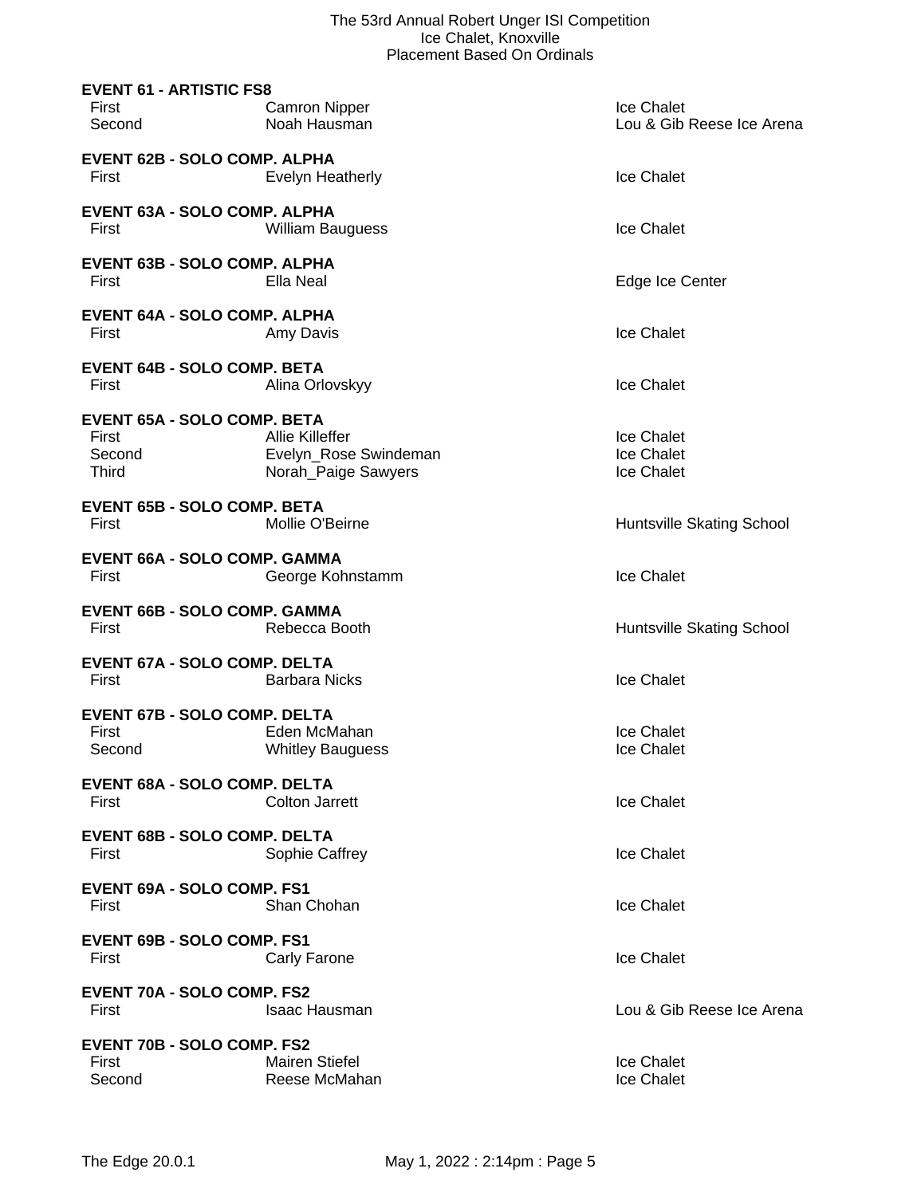**EVENT 61 - ARTISTIC FS8**

| | | |
|---|---|---|
| First | Camron Nipper | Ice Chalet |
| Second | Noah Hausman | Lou & Gib Reese Ice Arena |

**EVENT 62B - SOLO COMP. ALPHA**

| | | |
|---|---|---|
| First | Evelyn Heatherly | Ice Chalet |

**EVENT 63A - SOLO COMP. ALPHA**

| | | |
|---|---|---|
| First | William Bauguess | Ice Chalet |

**EVENT 63B - SOLO COMP. ALPHA**

| | | |
|---|---|---|
| First | Ella Neal | Edge Ice Center |

**EVENT 64A - SOLO COMP. ALPHA**

| | | |
|---|---|---|
| First | Amy Davis | Ice Chalet |

**EVENT 64B - SOLO COMP. BETA**

| | | |
|---|---|---|
| First | Alina Orlovskyy | Ice Chalet |

**EVENT 65A - SOLO COMP. BETA**

| | | |
|---|---|---|
| First | Allie Killeffer | Ice Chalet |
| Second | Evelyn_Rose Swindeman | Ice Chalet |
| Third | Norah_Paige Sawyers | Ice Chalet |

**EVENT 65B - SOLO COMP. BETA**

| | | |
|---|---|---|
| First | Mollie O'Beirne | Huntsville Skating School |

**EVENT 66A - SOLO COMP. GAMMA**

| | | |
|---|---|---|
| First | George Kohnstamm | Ice Chalet |

**EVENT 66B - SOLO COMP. GAMMA**

| | | |
|---|---|---|
| First | Rebecca Booth | Huntsville Skating School |

**EVENT 67A - SOLO COMP. DELTA**

| | | |
|---|---|---|
| First | Barbara Nicks | Ice Chalet |

**EVENT 67B - SOLO COMP. DELTA**

| | | |
|---|---|---|
| First | Eden McMahan | Ice Chalet |
| Second | Whitley Bauguess | Ice Chalet |

**EVENT 68A - SOLO COMP. DELTA**

| | | |
|---|---|---|
| First | Colton Jarrett | Ice Chalet |

**EVENT 68B - SOLO COMP. DELTA**

| | | |
|---|---|---|
| First | Sophie Caffrey | Ice Chalet |

**EVENT 69A - SOLO COMP. FS1**

| | | |
|---|---|---|
| First | Shan Chohan | Ice Chalet |

**EVENT 69B - SOLO COMP. FS1**

| | | |
|---|---|---|
| First | Carly Farone | Ice Chalet |

**EVENT 70A - SOLO COMP. FS2**

| | | |
|---|---|---|
| First | Isaac Hausman | Lou & Gib Reese Ice Arena |

**EVENT 70B - SOLO COMP. FS2**

| | | |
|---|---|---|
| First | Mairen Stiefel | Ice Chalet |
| Second | Reese McMahan | Ice Chalet |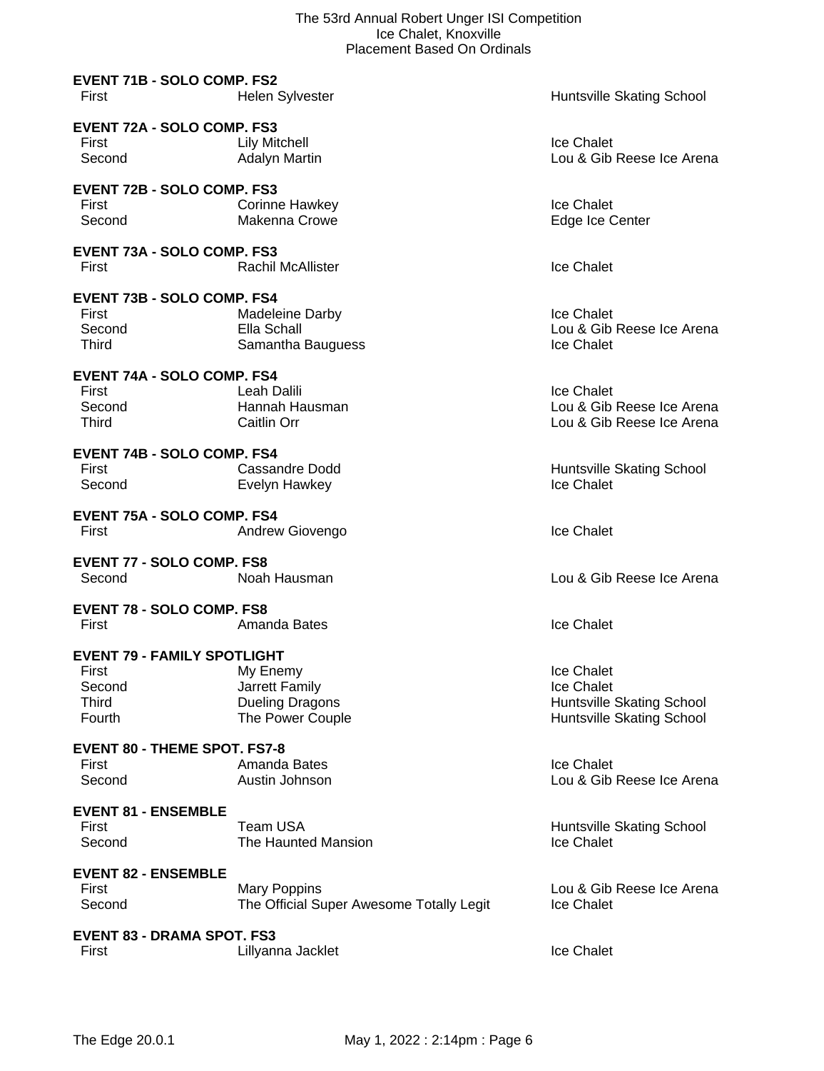**EVENT 71B - SOLO COMP. FS2**

| | | |
|---|---|---|
| First | Helen Sylvester | Huntsville Skating School |

**EVENT 72A - SOLO COMP. FS3**

| | | |
|---|---|---|
| First | Lily Mitchell | Ice Chalet |
| Second | Adalyn Martin | Lou & Gib Reese Ice Arena |

**EVENT 72B - SOLO COMP. FS3**

| | | |
|---|---|---|
| First | Corinne Hawkey | Ice Chalet |
| Second | Makenna Crowe | Edge Ice Center |

**EVENT 73A - SOLO COMP. FS3**

| | | |
|---|---|---|
| First | Rachil McAllister | Ice Chalet |

**EVENT 73B - SOLO COMP. FS4**

| | | |
|---|---|---|
| First | Madeleine Darby | Ice Chalet |
| Second | Ella Schall | Lou & Gib Reese Ice Arena |
| Third | Samantha Bauguess | Ice Chalet |

**EVENT 74A - SOLO COMP. FS4**

| | | |
|---|---|---|
| First | Leah Dalili | Ice Chalet |
| Second | Hannah Hausman | Lou & Gib Reese Ice Arena |
| Third | Caitlin Orr | Lou & Gib Reese Ice Arena |

**EVENT 74B - SOLO COMP. FS4**

| | | |
|---|---|---|
| First | Cassandre Dodd | Huntsville Skating School |
| Second | Evelyn Hawkey | Ice Chalet |

**EVENT 75A - SOLO COMP. FS4**

| | | |
|---|---|---|
| First | Andrew Giovengo | Ice Chalet |

**EVENT 77 - SOLO COMP. FS8**

| | | |
|---|---|---|
| Second | Noah Hausman | Lou & Gib Reese Ice Arena |

**EVENT 78 - SOLO COMP. FS8**

| | | |
|---|---|---|
| First | Amanda Bates | Ice Chalet |

**EVENT 79 - FAMILY SPOTLIGHT**

| | | |
|---|---|---|
| First | My Enemy | Ice Chalet |
| Second | Jarrett Family | Ice Chalet |
| Third | Dueling Dragons | Huntsville Skating School |
| Fourth | The Power Couple | Huntsville Skating School |

**EVENT 80 - THEME SPOT. FS7-8**

| | | |
|---|---|---|
| First | Amanda Bates | Ice Chalet |
| Second | Austin Johnson | Lou & Gib Reese Ice Arena |

**EVENT 81 - ENSEMBLE**

| | | |
|---|---|---|
| First | Team USA | Huntsville Skating School |
| Second | The Haunted Mansion | Ice Chalet |

**EVENT 82 - ENSEMBLE**

| | | |
|---|---|---|
| First | Mary Poppins | Lou & Gib Reese Ice Arena |
| Second | The Official Super Awesome Totally Legit | Ice Chalet |

**EVENT 83 - DRAMA SPOT. FS3**

| | | |
|---|---|---|
| First | Lillyanna Jacklet | Ice Chalet |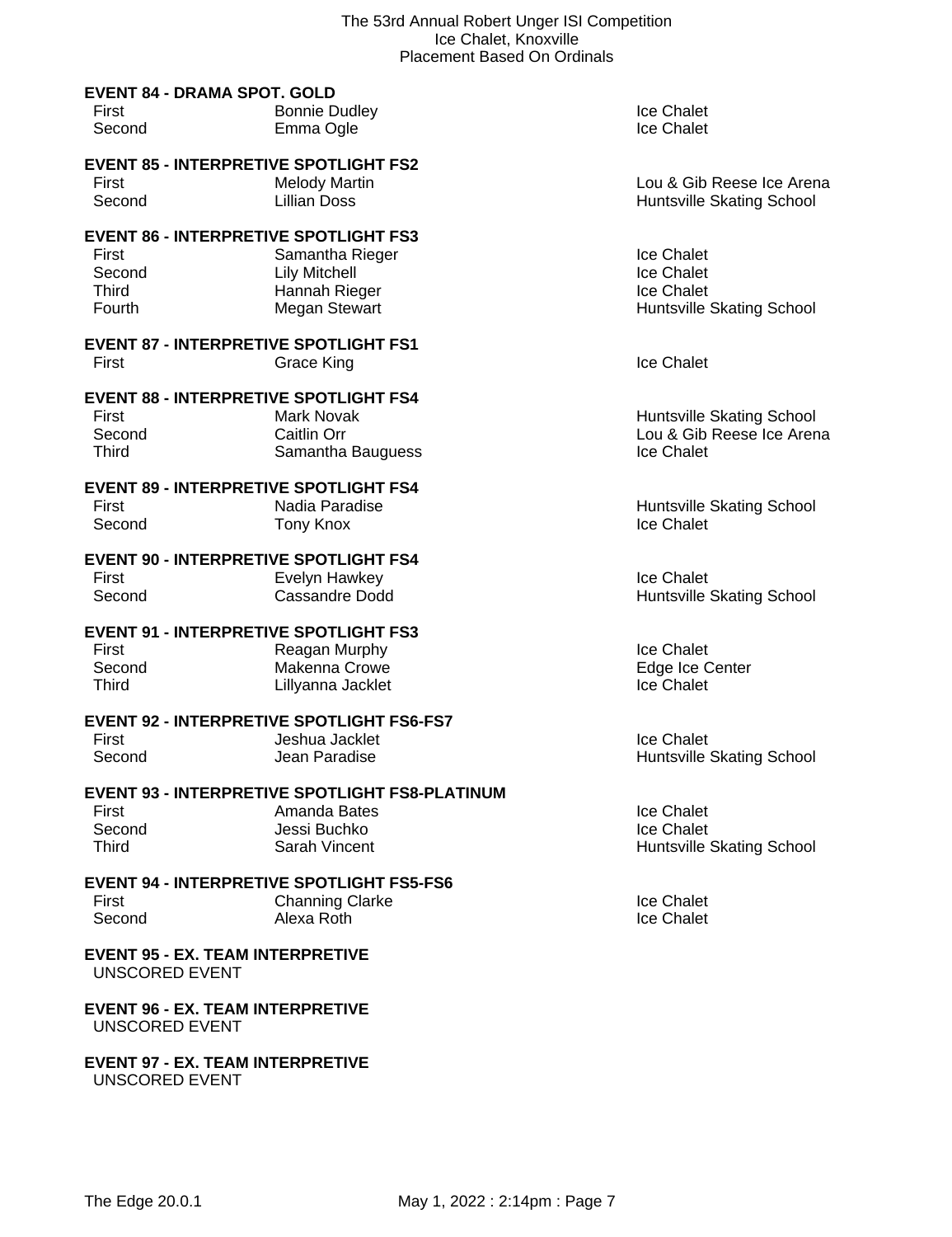**EVENT 84 - DRAMA SPOT. GOLD**

| Place | Name | Club |
|---|---|---|
| First | Bonnie Dudley | Ice Chalet |
| Second | Emma Ogle | Ice Chalet |

**EVENT 85 - INTERPRETIVE SPOTLIGHT FS2**

| Place | Name | Club |
|---|---|---|
| First | Melody Martin | Lou & Gib Reese Ice Arena |
| Second | Lillian Doss | Huntsville Skating School |

**EVENT 86 - INTERPRETIVE SPOTLIGHT FS3**

| Place | Name | Club |
|---|---|---|
| First | Samantha Rieger | Ice Chalet |
| Second | Lily Mitchell | Ice Chalet |
| Third | Hannah Rieger | Ice Chalet |
| Fourth | Megan Stewart | Huntsville Skating School |

**EVENT 87 - INTERPRETIVE SPOTLIGHT FS1**

| Place | Name | Club |
|---|---|---|
| First | Grace King | Ice Chalet |

**EVENT 88 - INTERPRETIVE SPOTLIGHT FS4**

| Place | Name | Club |
|---|---|---|
| First | Mark Novak | Huntsville Skating School |
| Second | Caitlin Orr | Lou & Gib Reese Ice Arena |
| Third | Samantha Bauguess | Ice Chalet |

**EVENT 89 - INTERPRETIVE SPOTLIGHT FS4**

| Place | Name | Club |
|---|---|---|
| First | Nadia Paradise | Huntsville Skating School |
| Second | Tony Knox | Ice Chalet |

**EVENT 90 - INTERPRETIVE SPOTLIGHT FS4**

| Place | Name | Club |
|---|---|---|
| First | Evelyn Hawkey | Ice Chalet |
| Second | Cassandre Dodd | Huntsville Skating School |

**EVENT 91 - INTERPRETIVE SPOTLIGHT FS3**

| Place | Name | Club |
|---|---|---|
| First | Reagan Murphy | Ice Chalet |
| Second | Makenna Crowe | Edge Ice Center |
| Third | Lillyanna Jacklet | Ice Chalet |

**EVENT 92 - INTERPRETIVE SPOTLIGHT FS6-FS7**

| Place | Name | Club |
|---|---|---|
| First | Jeshua Jacklet | Ice Chalet |
| Second | Jean Paradise | Huntsville Skating School |

**EVENT 93 - INTERPRETIVE SPOTLIGHT FS8-PLATINUM**

| Place | Name | Club |
|---|---|---|
| First | Amanda Bates | Ice Chalet |
| Second | Jessi Buchko | Ice Chalet |
| Third | Sarah Vincent | Huntsville Skating School |

**EVENT 94 - INTERPRETIVE SPOTLIGHT FS5-FS6**

| Place | Name | Club |
|---|---|---|
| First | Channing Clarke | Ice Chalet |
| Second | Alexa Roth | Ice Chalet |

**EVENT 95 - EX. TEAM INTERPRETIVE**

UNSCORED EVENT

**EVENT 96 - EX. TEAM INTERPRETIVE**

UNSCORED EVENT

**EVENT 97 - EX. TEAM INTERPRETIVE**

UNSCORED EVENT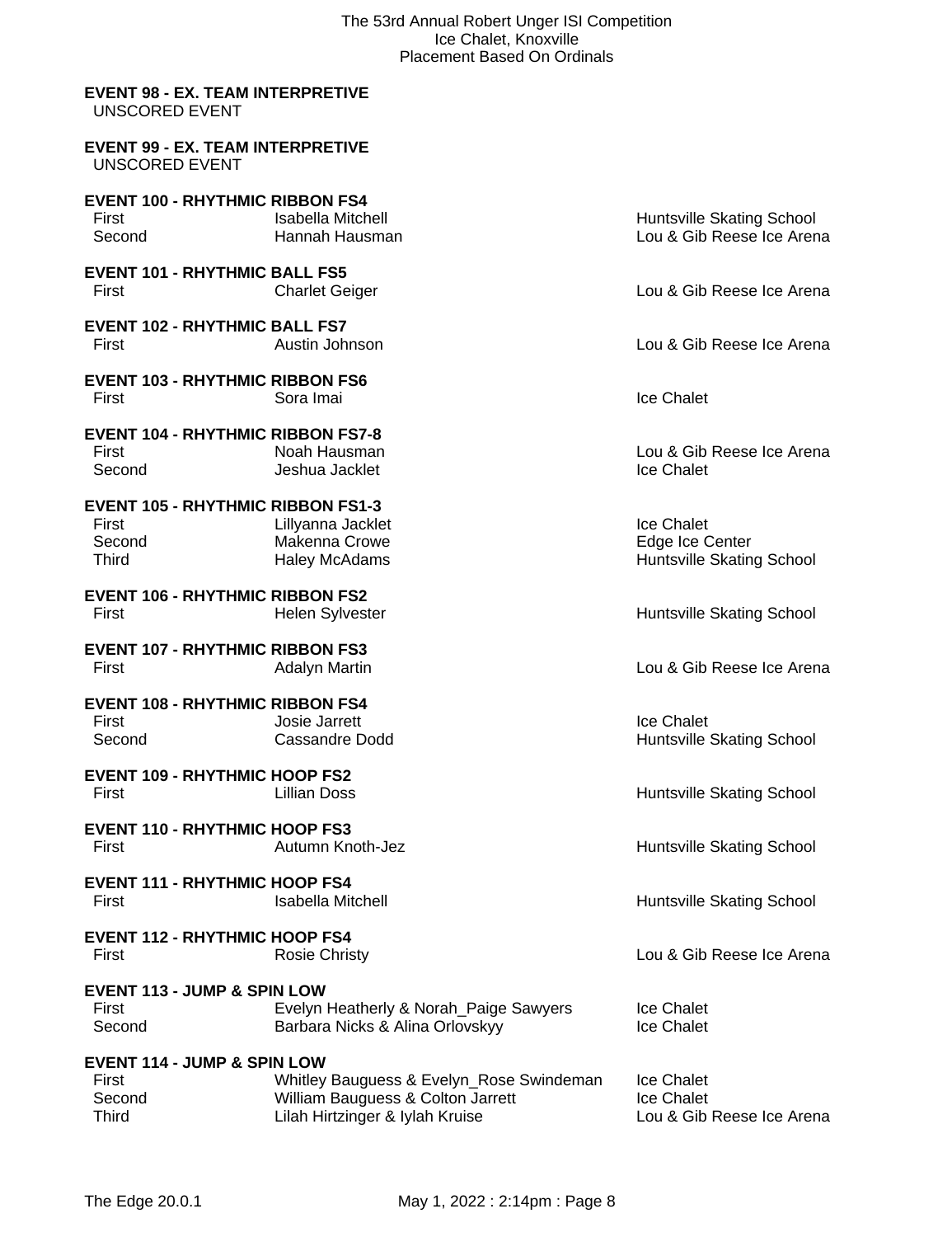The 53rd Annual Robert Unger ISI Competition
Ice Chalet, Knoxville
Placement Based On Ordinals

**EVENT 98 - EX. TEAM INTERPRETIVE**
UNSCORED EVENT

**EVENT 99 - EX. TEAM INTERPRETIVE**
UNSCORED EVENT

**EVENT 100 - RHYTHMIC RIBBON FS4**

| | | |
|---|---|---|
| First | Isabella Mitchell | Huntsville Skating School |
| Second | Hannah Hausman | Lou & Gib Reese Ice Arena |

**EVENT 101 - RHYTHMIC BALL FS5**

| | | |
|---|---|---|
| First | Charlet Geiger | Lou & Gib Reese Ice Arena |

**EVENT 102 - RHYTHMIC BALL FS7**

| | | |
|---|---|---|
| First | Austin Johnson | Lou & Gib Reese Ice Arena |

**EVENT 103 - RHYTHMIC RIBBON FS6**

| | | |
|---|---|---|
| First | Sora Imai | Ice Chalet |

**EVENT 104 - RHYTHMIC RIBBON FS7-8**

| | | |
|---|---|---|
| First | Noah Hausman | Lou & Gib Reese Ice Arena |
| Second | Jeshua Jacklet | Ice Chalet |

**EVENT 105 - RHYTHMIC RIBBON FS1-3**

| | | |
|---|---|---|
| First | Lillyanna Jacklet | Ice Chalet |
| Second | Makenna Crowe | Edge Ice Center |
| Third | Haley McAdams | Huntsville Skating School |

**EVENT 106 - RHYTHMIC RIBBON FS2**

| | | |
|---|---|---|
| First | Helen Sylvester | Huntsville Skating School |

**EVENT 107 - RHYTHMIC RIBBON FS3**

| | | |
|---|---|---|
| First | Adalyn Martin | Lou & Gib Reese Ice Arena |

**EVENT 108 - RHYTHMIC RIBBON FS4**

| | | |
|---|---|---|
| First | Josie Jarrett | Ice Chalet |
| Second | Cassandre Dodd | Huntsville Skating School |

**EVENT 109 - RHYTHMIC HOOP FS2**

| | | |
|---|---|---|
| First | Lillian Doss | Huntsville Skating School |

**EVENT 110 - RHYTHMIC HOOP FS3**

| | | |
|---|---|---|
| First | Autumn Knoth-Jez | Huntsville Skating School |

**EVENT 111 - RHYTHMIC HOOP FS4**

| | | |
|---|---|---|
| First | Isabella Mitchell | Huntsville Skating School |

**EVENT 112 - RHYTHMIC HOOP FS4**

| | | |
|---|---|---|
| First | Rosie Christy | Lou & Gib Reese Ice Arena |

**EVENT 113 - JUMP & SPIN LOW**

| | | |
|---|---|---|
| First | Evelyn Heatherly & Norah_Paige Sawyers | Ice Chalet |
| Second | Barbara Nicks & Alina Orlovskyy | Ice Chalet |

**EVENT 114 - JUMP & SPIN LOW**

| | | |
|---|---|---|
| First | Whitley Bauguess & Evelyn_Rose Swindeman | Ice Chalet |
| Second | William Bauguess & Colton Jarrett | Ice Chalet |
| Third | Lilah Hirtzinger & Iylah Kruise | Lou & Gib Reese Ice Arena |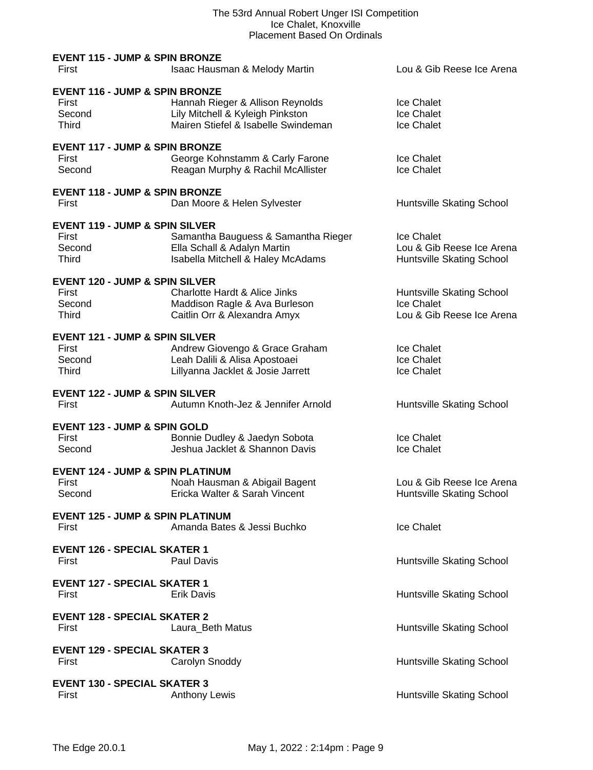**EVENT 115 - JUMP & SPIN BRONZE**

| | | |
|---|---|---|
| First | Isaac Hausman & Melody Martin | Lou & Gib Reese Ice Arena |

**EVENT 116 - JUMP & SPIN BRONZE**

| | | |
|---|---|---|
| First | Hannah Rieger & Allison Reynolds | Ice Chalet |
| Second | Lily Mitchell & Kyleigh Pinkston | Ice Chalet |
| Third | Mairen Stiefel & Isabelle Swindeman | Ice Chalet |

**EVENT 117 - JUMP & SPIN BRONZE**

| | | |
|---|---|---|
| First | George Kohnstamm & Carly Farone | Ice Chalet |
| Second | Reagan Murphy & Rachil McAllister | Ice Chalet |

**EVENT 118 - JUMP & SPIN BRONZE**

| | | |
|---|---|---|
| First | Dan Moore & Helen Sylvester | Huntsville Skating School |

**EVENT 119 - JUMP & SPIN SILVER**

| | | |
|---|---|---|
| First | Samantha Bauguess & Samantha Rieger | Ice Chalet |
| Second | Ella Schall & Adalyn Martin | Lou & Gib Reese Ice Arena |
| Third | Isabella Mitchell & Haley McAdams | Huntsville Skating School |

**EVENT 120 - JUMP & SPIN SILVER**

| | | |
|---|---|---|
| First | Charlotte Hardt & Alice Jinks | Huntsville Skating School |
| Second | Maddison Ragle & Ava Burleson | Ice Chalet |
| Third | Caitlin Orr & Alexandra Amyx | Lou & Gib Reese Ice Arena |

**EVENT 121 - JUMP & SPIN SILVER**

| | | |
|---|---|---|
| First | Andrew Giovengo & Grace Graham | Ice Chalet |
| Second | Leah Dalili & Alisa Apostoaei | Ice Chalet |
| Third | Lillyanna Jacklet & Josie Jarrett | Ice Chalet |

**EVENT 122 - JUMP & SPIN SILVER**

| | | |
|---|---|---|
| First | Autumn Knoth-Jez & Jennifer Arnold | Huntsville Skating School |

**EVENT 123 - JUMP & SPIN GOLD**

| | | |
|---|---|---|
| First | Bonnie Dudley & Jaedyn Sobota | Ice Chalet |
| Second | Jeshua Jacklet & Shannon Davis | Ice Chalet |

**EVENT 124 - JUMP & SPIN PLATINUM**

| | | |
|---|---|---|
| First | Noah Hausman & Abigail Bagent | Lou & Gib Reese Ice Arena |
| Second | Ericka Walter & Sarah Vincent | Huntsville Skating School |

**EVENT 125 - JUMP & SPIN PLATINUM**

| | | |
|---|---|---|
| First | Amanda Bates & Jessi Buchko | Ice Chalet |

**EVENT 126 - SPECIAL SKATER 1**

| | | |
|---|---|---|
| First | Paul Davis | Huntsville Skating School |

**EVENT 127 - SPECIAL SKATER 1**

| | | |
|---|---|---|
| First | Erik Davis | Huntsville Skating School |

**EVENT 128 - SPECIAL SKATER 2**

| | | |
|---|---|---|
| First | Laura_Beth Matus | Huntsville Skating School |

**EVENT 129 - SPECIAL SKATER 3**

| | | |
|---|---|---|
| First | Carolyn Snoddy | Huntsville Skating School |

**EVENT 130 - SPECIAL SKATER 3**

| | | |
|---|---|---|
| First | Anthony Lewis | Huntsville Skating School |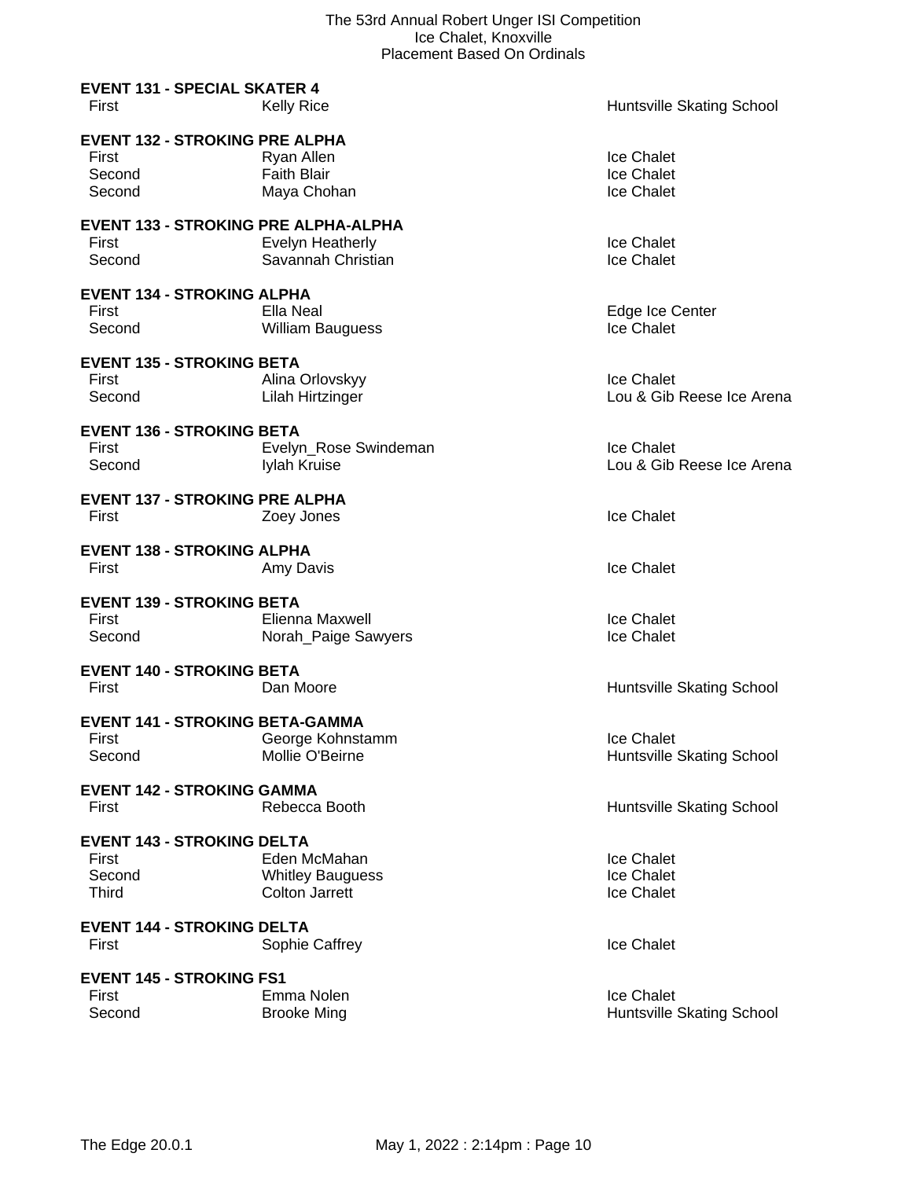The 53rd Annual Robert Unger ISI Competition
Ice Chalet, Knoxville
Placement Based On Ordinals

**EVENT 131 - SPECIAL SKATER 4**

| | | |
|---|---|---|
| First | Kelly Rice | Huntsville Skating School |

**EVENT 132 - STROKING PRE ALPHA**

| | | |
|---|---|---|
| First | Ryan Allen | Ice Chalet |
| Second | Faith Blair | Ice Chalet |
| Second | Maya Chohan | Ice Chalet |

**EVENT 133 - STROKING PRE ALPHA-ALPHA**

| | | |
|---|---|---|
| First | Evelyn Heatherly | Ice Chalet |
| Second | Savannah Christian | Ice Chalet |

**EVENT 134 - STROKING ALPHA**

| | | |
|---|---|---|
| First | Ella Neal | Edge Ice Center |
| Second | William Bauguess | Ice Chalet |

**EVENT 135 - STROKING BETA**

| | | |
|---|---|---|
| First | Alina Orlovskyy | Ice Chalet |
| Second | Lilah Hirtzinger | Lou & Gib Reese Ice Arena |

**EVENT 136 - STROKING BETA**

| | | |
|---|---|---|
| First | Evelyn_Rose Swindeman | Ice Chalet |
| Second | Iylah Kruise | Lou & Gib Reese Ice Arena |

**EVENT 137 - STROKING PRE ALPHA**

| | | |
|---|---|---|
| First | Zoey Jones | Ice Chalet |

**EVENT 138 - STROKING ALPHA**

| | | |
|---|---|---|
| First | Amy Davis | Ice Chalet |

**EVENT 139 - STROKING BETA**

| | | |
|---|---|---|
| First | Elienna Maxwell | Ice Chalet |
| Second | Norah_Paige Sawyers | Ice Chalet |

**EVENT 140 - STROKING BETA**

| | | |
|---|---|---|
| First | Dan Moore | Huntsville Skating School |

**EVENT 141 - STROKING BETA-GAMMA**

| | | |
|---|---|---|
| First | George Kohnstamm | Ice Chalet |
| Second | Mollie O'Beirne | Huntsville Skating School |

**EVENT 142 - STROKING GAMMA**

| | | |
|---|---|---|
| First | Rebecca Booth | Huntsville Skating School |

**EVENT 143 - STROKING DELTA**

| | | |
|---|---|---|
| First | Eden McMahan | Ice Chalet |
| Second | Whitley Bauguess | Ice Chalet |
| Third | Colton Jarrett | Ice Chalet |

**EVENT 144 - STROKING DELTA**

| | | |
|---|---|---|
| First | Sophie Caffrey | Ice Chalet |

**EVENT 145 - STROKING FS1**

| | | |
|---|---|---|
| First | Emma Nolen | Ice Chalet |
| Second | Brooke Ming | Huntsville Skating School |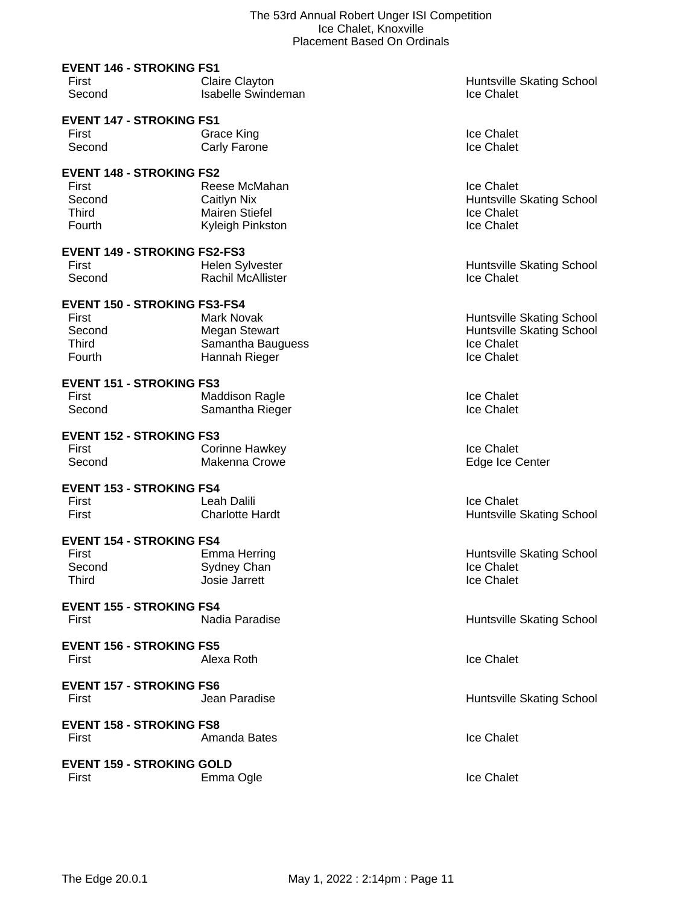# The 53rd Annual Robert Unger ISI Competition
## Ice Chalet, Knoxville
### Placement Based On Ordinals

**EVENT 146 - STROKING FS1**

| | | |
|---|---|---|
| First | Claire Clayton | Huntsville Skating School |
| Second | Isabelle Swindeman | Ice Chalet |

**EVENT 147 - STROKING FS1**

| | | |
|---|---|---|
| First | Grace King | Ice Chalet |
| Second | Carly Farone | Ice Chalet |

**EVENT 148 - STROKING FS2**

| | | |
|---|---|---|
| First | Reese McMahan | Ice Chalet |
| Second | Caitlyn Nix | Huntsville Skating School |
| Third | Mairen Stiefel | Ice Chalet |
| Fourth | Kyleigh Pinkston | Ice Chalet |

**EVENT 149 - STROKING FS2-FS3**

| | | |
|---|---|---|
| First | Helen Sylvester | Huntsville Skating School |
| Second | Rachil McAllister | Ice Chalet |

**EVENT 150 - STROKING FS3-FS4**

| | | |
|---|---|---|
| First | Mark Novak | Huntsville Skating School |
| Second | Megan Stewart | Huntsville Skating School |
| Third | Samantha Bauguess | Ice Chalet |
| Fourth | Hannah Rieger | Ice Chalet |

**EVENT 151 - STROKING FS3**

| | | |
|---|---|---|
| First | Maddison Ragle | Ice Chalet |
| Second | Samantha Rieger | Ice Chalet |

**EVENT 152 - STROKING FS3**

| | | |
|---|---|---|
| First | Corinne Hawkey | Ice Chalet |
| Second | Makenna Crowe | Edge Ice Center |

**EVENT 153 - STROKING FS4**

| | | |
|---|---|---|
| First | Leah Dalili | Ice Chalet |
| First | Charlotte Hardt | Huntsville Skating School |

**EVENT 154 - STROKING FS4**

| | | |
|---|---|---|
| First | Emma Herring | Huntsville Skating School |
| Second | Sydney Chan | Ice Chalet |
| Third | Josie Jarrett | Ice Chalet |

**EVENT 155 - STROKING FS4**

| | | |
|---|---|---|
| First | Nadia Paradise | Huntsville Skating School |

**EVENT 156 - STROKING FS5**

| | | |
|---|---|---|
| First | Alexa Roth | Ice Chalet |

**EVENT 157 - STROKING FS6**

| | | |
|---|---|---|
| First | Jean Paradise | Huntsville Skating School |

**EVENT 158 - STROKING FS8**

| | | |
|---|---|---|
| First | Amanda Bates | Ice Chalet |

**EVENT 159 - STROKING GOLD**

| | | |
|---|---|---|
| First | Emma Ogle | Ice Chalet |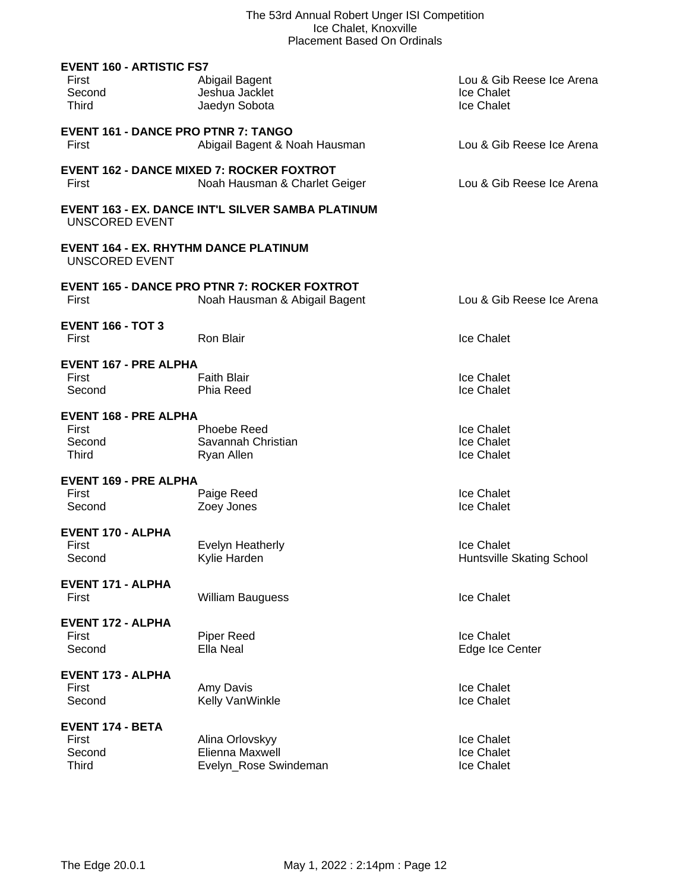### EVENT 160 - ARTISTIC FS7

| | | |
|---|---|---|
| First | Abigail Bagent | Lou & Gib Reese Ice Arena |
| Second | Jeshua Jacklet | Ice Chalet |
| Third | Jaedyn Sobota | Ice Chalet |

### EVENT 161 - DANCE PRO PTNR 7: TANGO

| | | |
|---|---|---|
| First | Abigail Bagent & Noah Hausman | Lou & Gib Reese Ice Arena |

### EVENT 162 - DANCE MIXED 7: ROCKER FOXTROT

| | | |
|---|---|---|
| First | Noah Hausman & Charlet Geiger | Lou & Gib Reese Ice Arena |

### EVENT 163 - EX. DANCE INT'L SILVER SAMBA PLATINUM

UNSCORED EVENT

### EVENT 164 - EX. RHYTHM DANCE PLATINUM

UNSCORED EVENT

### EVENT 165 - DANCE PRO PTNR 7: ROCKER FOXTROT

| | | |
|---|---|---|
| First | Noah Hausman & Abigail Bagent | Lou & Gib Reese Ice Arena |

### EVENT 166 - TOT 3

| | | |
|---|---|---|
| First | Ron Blair | Ice Chalet |

### EVENT 167 - PRE ALPHA

| | | |
|---|---|---|
| First | Faith Blair | Ice Chalet |
| Second | Phia Reed | Ice Chalet |

### EVENT 168 - PRE ALPHA

| | | |
|---|---|---|
| First | Phoebe Reed | Ice Chalet |
| Second | Savannah Christian | Ice Chalet |
| Third | Ryan Allen | Ice Chalet |

### EVENT 169 - PRE ALPHA

| | | |
|---|---|---|
| First | Paige Reed | Ice Chalet |
| Second | Zoey Jones | Ice Chalet |

### EVENT 170 - ALPHA

| | | |
|---|---|---|
| First | Evelyn Heatherly | Ice Chalet |
| Second | Kylie Harden | Huntsville Skating School |

### EVENT 171 - ALPHA

| | | |
|---|---|---|
| First | William Bauguess | Ice Chalet |

### EVENT 172 - ALPHA

| | | |
|---|---|---|
| First | Piper Reed | Ice Chalet |
| Second | Ella Neal | Edge Ice Center |

### EVENT 173 - ALPHA

| | | |
|---|---|---|
| First | Amy Davis | Ice Chalet |
| Second | Kelly VanWinkle | Ice Chalet |

### EVENT 174 - BETA

| | | |
|---|---|---|
| First | Alina Orlovskyy | Ice Chalet |
| Second | Elienna Maxwell | Ice Chalet |
| Third | Evelyn_Rose Swindeman | Ice Chalet |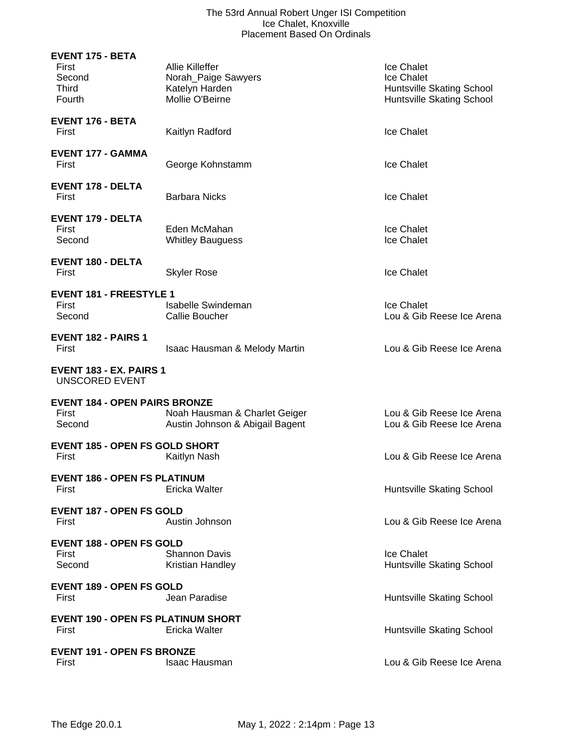**EVENT 175 - BETA**

| | | |
|---|---|---|
| First | Allie Killeffer | Ice Chalet |
| Second | Norah_Paige Sawyers | Ice Chalet |
| Third | Katelyn Harden | Huntsville Skating School |
| Fourth | Mollie O'Beirne | Huntsville Skating School |

**EVENT 176 - BETA**

| | | |
|---|---|---|
| First | Kaitlyn Radford | Ice Chalet |

**EVENT 177 - GAMMA**

| | | |
|---|---|---|
| First | George Kohnstamm | Ice Chalet |

**EVENT 178 - DELTA**

| | | |
|---|---|---|
| First | Barbara Nicks | Ice Chalet |

**EVENT 179 - DELTA**

| | | |
|---|---|---|
| First | Eden McMahan | Ice Chalet |
| Second | Whitley Bauguess | Ice Chalet |

**EVENT 180 - DELTA**

| | | |
|---|---|---|
| First | Skyler Rose | Ice Chalet |

**EVENT 181 - FREESTYLE 1**

| | | |
|---|---|---|
| First | Isabelle Swindeman | Ice Chalet |
| Second | Callie Boucher | Lou & Gib Reese Ice Arena |

**EVENT 182 - PAIRS 1**

| | | |
|---|---|---|
| First | Isaac Hausman & Melody Martin | Lou & Gib Reese Ice Arena |

**EVENT 183 - EX. PAIRS 1**

UNSCORED EVENT

**EVENT 184 - OPEN PAIRS BRONZE**

| | | |
|---|---|---|
| First | Noah Hausman & Charlet Geiger | Lou & Gib Reese Ice Arena |
| Second | Austin Johnson & Abigail Bagent | Lou & Gib Reese Ice Arena |

**EVENT 185 - OPEN FS GOLD SHORT**

| | | |
|---|---|---|
| First | Kaitlyn Nash | Lou & Gib Reese Ice Arena |

**EVENT 186 - OPEN FS PLATINUM**

| | | |
|---|---|---|
| First | Ericka Walter | Huntsville Skating School |

**EVENT 187 - OPEN FS GOLD**

| | | |
|---|---|---|
| First | Austin Johnson | Lou & Gib Reese Ice Arena |

**EVENT 188 - OPEN FS GOLD**

| | | |
|---|---|---|
| First | Shannon Davis | Ice Chalet |
| Second | Kristian Handley | Huntsville Skating School |

**EVENT 189 - OPEN FS GOLD**

| | | |
|---|---|---|
| First | Jean Paradise | Huntsville Skating School |

**EVENT 190 - OPEN FS PLATINUM SHORT**

| | | |
|---|---|---|
| First | Ericka Walter | Huntsville Skating School |

**EVENT 191 - OPEN FS BRONZE**

| | | |
|---|---|---|
| First | Isaac Hausman | Lou & Gib Reese Ice Arena |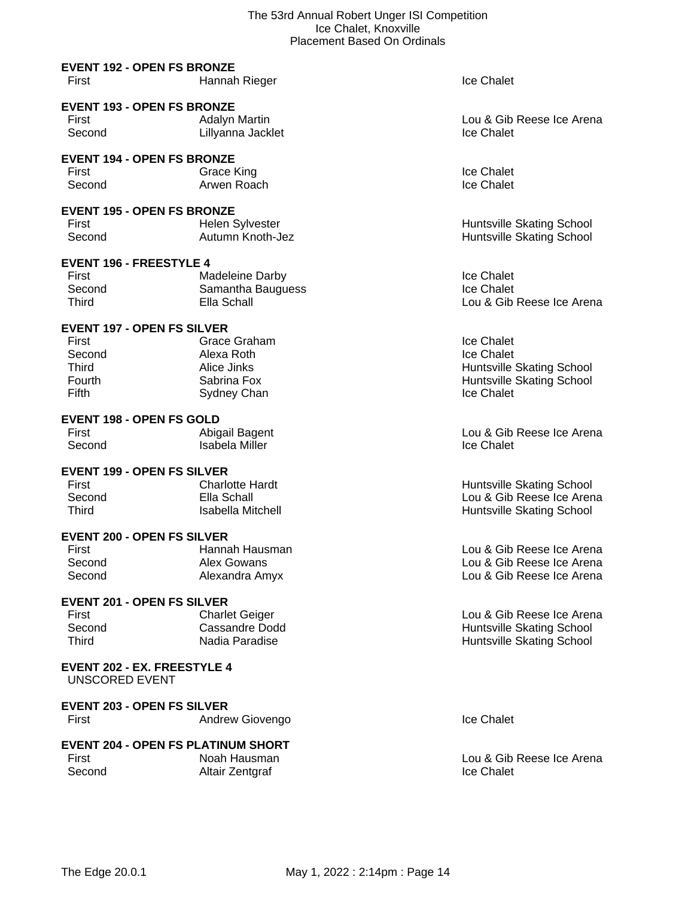**EVENT 192 - OPEN FS BRONZE**

| | | |
|---|---|---|
| First | Hannah Rieger | Ice Chalet |

**EVENT 193 - OPEN FS BRONZE**

| | | |
|---|---|---|
| First | Adalyn Martin | Lou & Gib Reese Ice Arena |
| Second | Lillyanna Jacklet | Ice Chalet |

**EVENT 194 - OPEN FS BRONZE**

| | | |
|---|---|---|
| First | Grace King | Ice Chalet |
| Second | Arwen Roach | Ice Chalet |

**EVENT 195 - OPEN FS BRONZE**

| | | |
|---|---|---|
| First | Helen Sylvester | Huntsville Skating School |
| Second | Autumn Knoth-Jez | Huntsville Skating School |

**EVENT 196 - FREESTYLE 4**

| | | |
|---|---|---|
| First | Madeleine Darby | Ice Chalet |
| Second | Samantha Bauguess | Ice Chalet |
| Third | Ella Schall | Lou & Gib Reese Ice Arena |

**EVENT 197 - OPEN FS SILVER**

| | | |
|---|---|---|
| First | Grace Graham | Ice Chalet |
| Second | Alexa Roth | Ice Chalet |
| Third | Alice Jinks | Huntsville Skating School |
| Fourth | Sabrina Fox | Huntsville Skating School |
| Fifth | Sydney Chan | Ice Chalet |

**EVENT 198 - OPEN FS GOLD**

| | | |
|---|---|---|
| First | Abigail Bagent | Lou & Gib Reese Ice Arena |
| Second | Isabela Miller | Ice Chalet |

**EVENT 199 - OPEN FS SILVER**

| | | |
|---|---|---|
| First | Charlotte Hardt | Huntsville Skating School |
| Second | Ella Schall | Lou & Gib Reese Ice Arena |
| Third | Isabella Mitchell | Huntsville Skating School |

**EVENT 200 - OPEN FS SILVER**

| | | |
|---|---|---|
| First | Hannah Hausman | Lou & Gib Reese Ice Arena |
| Second | Alex Gowans | Lou & Gib Reese Ice Arena |
| Second | Alexandra Amyx | Lou & Gib Reese Ice Arena |

**EVENT 201 - OPEN FS SILVER**

| | | |
|---|---|---|
| First | Charlet Geiger | Lou & Gib Reese Ice Arena |
| Second | Cassandre Dodd | Huntsville Skating School |
| Third | Nadia Paradise | Huntsville Skating School |

**EVENT 202 - EX. FREESTYLE 4**

UNSCORED EVENT

**EVENT 203 - OPEN FS SILVER**

| | | |
|---|---|---|
| First | Andrew Giovengo | Ice Chalet |

**EVENT 204 - OPEN FS PLATINUM SHORT**

| | | |
|---|---|---|
| First | Noah Hausman | Lou & Gib Reese Ice Arena |
| Second | Altair Zentgraf | Ice Chalet |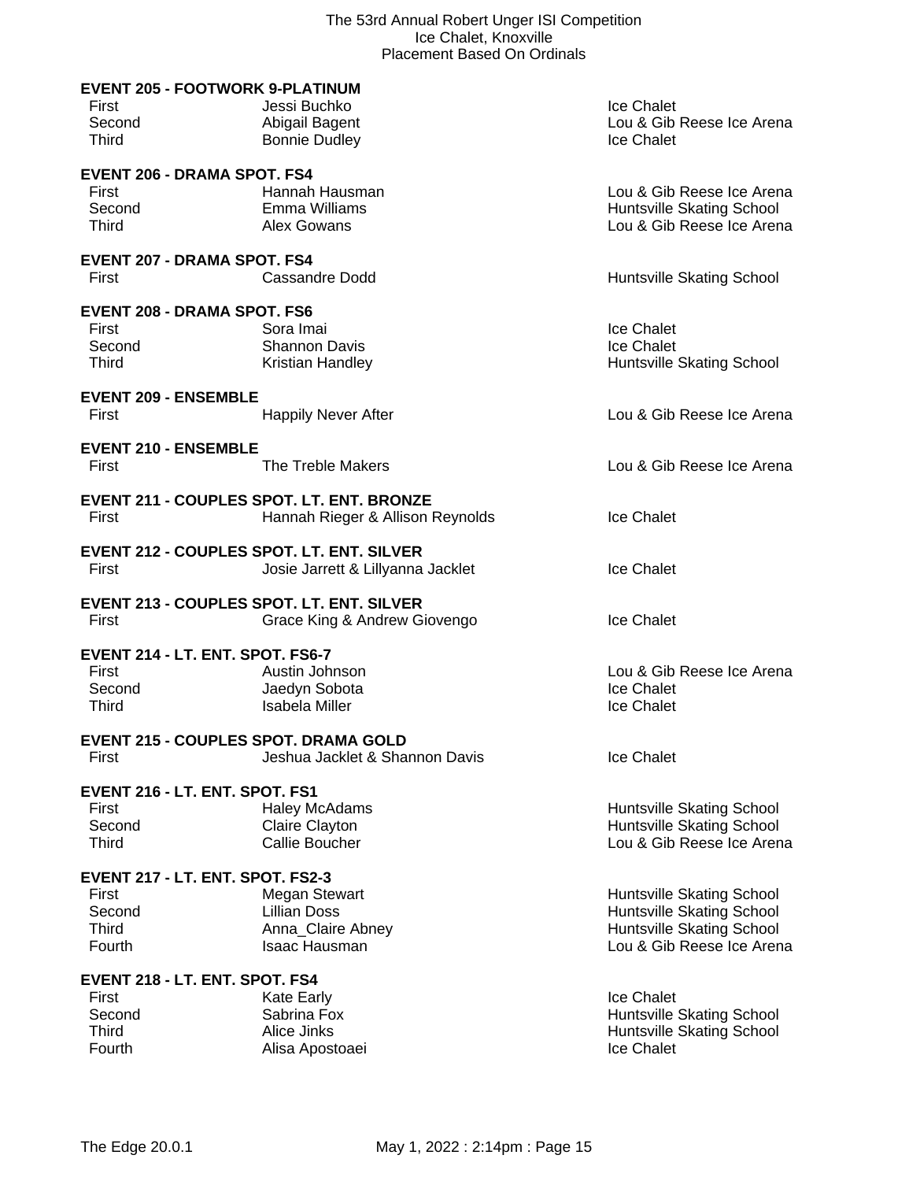**EVENT 205 - FOOTWORK 9-PLATINUM**

| | | |
|---|---|---|
| First | Jessi Buchko | Ice Chalet |
| Second | Abigail Bagent | Lou & Gib Reese Ice Arena |
| Third | Bonnie Dudley | Ice Chalet |

**EVENT 206 - DRAMA SPOT. FS4**

| | | |
|---|---|---|
| First | Hannah Hausman | Lou & Gib Reese Ice Arena |
| Second | Emma Williams | Huntsville Skating School |
| Third | Alex Gowans | Lou & Gib Reese Ice Arena |

**EVENT 207 - DRAMA SPOT. FS4**

| | | |
|---|---|---|
| First | Cassandre Dodd | Huntsville Skating School |

**EVENT 208 - DRAMA SPOT. FS6**

| | | |
|---|---|---|
| First | Sora Imai | Ice Chalet |
| Second | Shannon Davis | Ice Chalet |
| Third | Kristian Handley | Huntsville Skating School |

**EVENT 209 - ENSEMBLE**

| | | |
|---|---|---|
| First | Happily Never After | Lou & Gib Reese Ice Arena |

**EVENT 210 - ENSEMBLE**

| | | |
|---|---|---|
| First | The Treble Makers | Lou & Gib Reese Ice Arena |

**EVENT 211 - COUPLES SPOT. LT. ENT. BRONZE**

| | | |
|---|---|---|
| First | Hannah Rieger & Allison Reynolds | Ice Chalet |

**EVENT 212 - COUPLES SPOT. LT. ENT. SILVER**

| | | |
|---|---|---|
| First | Josie Jarrett & Lillyanna Jacklet | Ice Chalet |

**EVENT 213 - COUPLES SPOT. LT. ENT. SILVER**

| | | |
|---|---|---|
| First | Grace King & Andrew Giovengo | Ice Chalet |

**EVENT 214 - LT. ENT. SPOT. FS6-7**

| | | |
|---|---|---|
| First | Austin Johnson | Lou & Gib Reese Ice Arena |
| Second | Jaedyn Sobota | Ice Chalet |
| Third | Isabela Miller | Ice Chalet |

**EVENT 215 - COUPLES SPOT. DRAMA GOLD**

| | | |
|---|---|---|
| First | Jeshua Jacklet & Shannon Davis | Ice Chalet |

**EVENT 216 - LT. ENT. SPOT. FS1**

| | | |
|---|---|---|
| First | Haley McAdams | Huntsville Skating School |
| Second | Claire Clayton | Huntsville Skating School |
| Third | Callie Boucher | Lou & Gib Reese Ice Arena |

**EVENT 217 - LT. ENT. SPOT. FS2-3**

| | | |
|---|---|---|
| First | Megan Stewart | Huntsville Skating School |
| Second | Lillian Doss | Huntsville Skating School |
| Third | Anna_Claire Abney | Huntsville Skating School |
| Fourth | Isaac Hausman | Lou & Gib Reese Ice Arena |

**EVENT 218 - LT. ENT. SPOT. FS4**

| | | |
|---|---|---|
| First | Kate Early | Ice Chalet |
| Second | Sabrina Fox | Huntsville Skating School |
| Third | Alice Jinks | Huntsville Skating School |
| Fourth | Alisa Apostoaei | Ice Chalet |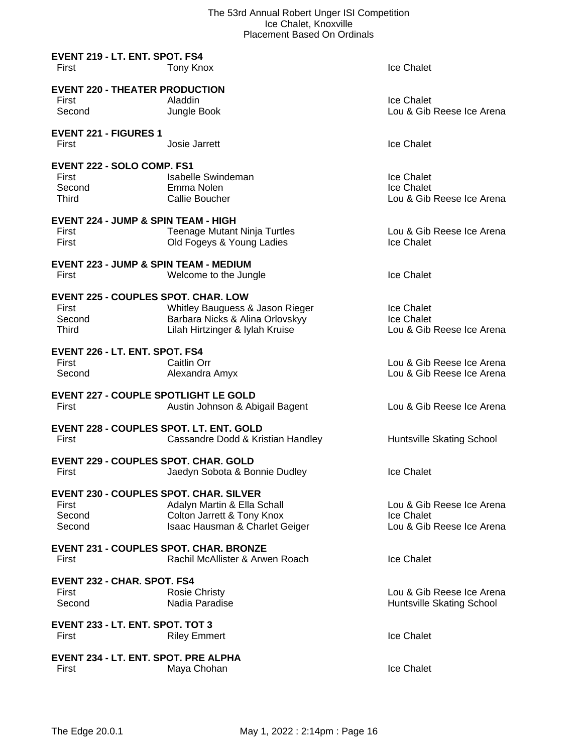**EVENT 219 - LT. ENT. SPOT. FS4**

| | | |
|---|---|---|
| First | Tony Knox | Ice Chalet |

**EVENT 220 - THEATER PRODUCTION**

| | | |
|---|---|---|
| First | Aladdin | Ice Chalet |
| Second | Jungle Book | Lou & Gib Reese Ice Arena |

**EVENT 221 - FIGURES 1**

| | | |
|---|---|---|
| First | Josie Jarrett | Ice Chalet |

**EVENT 222 - SOLO COMP. FS1**

| | | |
|---|---|---|
| First | Isabelle Swindeman | Ice Chalet |
| Second | Emma Nolen | Ice Chalet |
| Third | Callie Boucher | Lou & Gib Reese Ice Arena |

**EVENT 224 - JUMP & SPIN TEAM - HIGH**

| | | |
|---|---|---|
| First | Teenage Mutant Ninja Turtles | Lou & Gib Reese Ice Arena |
| First | Old Fogeys & Young Ladies | Ice Chalet |

**EVENT 223 - JUMP & SPIN TEAM - MEDIUM**

| | | |
|---|---|---|
| First | Welcome to the Jungle | Ice Chalet |

**EVENT 225 - COUPLES SPOT. CHAR. LOW**

| | | |
|---|---|---|
| First | Whitley Bauguess & Jason Rieger | Ice Chalet |
| Second | Barbara Nicks & Alina Orlovskyy | Ice Chalet |
| Third | Lilah Hirtzinger & Iylah Kruise | Lou & Gib Reese Ice Arena |

**EVENT 226 - LT. ENT. SPOT. FS4**

| | | |
|---|---|---|
| First | Caitlin Orr | Lou & Gib Reese Ice Arena |
| Second | Alexandra Amyx | Lou & Gib Reese Ice Arena |

**EVENT 227 - COUPLE SPOTLIGHT LE GOLD**

| | | |
|---|---|---|
| First | Austin Johnson & Abigail Bagent | Lou & Gib Reese Ice Arena |

**EVENT 228 - COUPLES SPOT. LT. ENT. GOLD**

| | | |
|---|---|---|
| First | Cassandre Dodd & Kristian Handley | Huntsville Skating School |

**EVENT 229 - COUPLES SPOT. CHAR. GOLD**

| | | |
|---|---|---|
| First | Jaedyn Sobota & Bonnie Dudley | Ice Chalet |

**EVENT 230 - COUPLES SPOT. CHAR. SILVER**

| | | |
|---|---|---|
| First | Adalyn Martin & Ella Schall | Lou & Gib Reese Ice Arena |
| Second | Colton Jarrett & Tony Knox | Ice Chalet |
| Second | Isaac Hausman & Charlet Geiger | Lou & Gib Reese Ice Arena |

**EVENT 231 - COUPLES SPOT. CHAR. BRONZE**

| | | |
|---|---|---|
| First | Rachil McAllister & Arwen Roach | Ice Chalet |

**EVENT 232 - CHAR. SPOT. FS4**

| | | |
|---|---|---|
| First | Rosie Christy | Lou & Gib Reese Ice Arena |
| Second | Nadia Paradise | Huntsville Skating School |

**EVENT 233 - LT. ENT. SPOT. TOT 3**

| | | |
|---|---|---|
| First | Riley Emmert | Ice Chalet |

**EVENT 234 - LT. ENT. SPOT. PRE ALPHA**

| | | |
|---|---|---|
| First | Maya Chohan | Ice Chalet |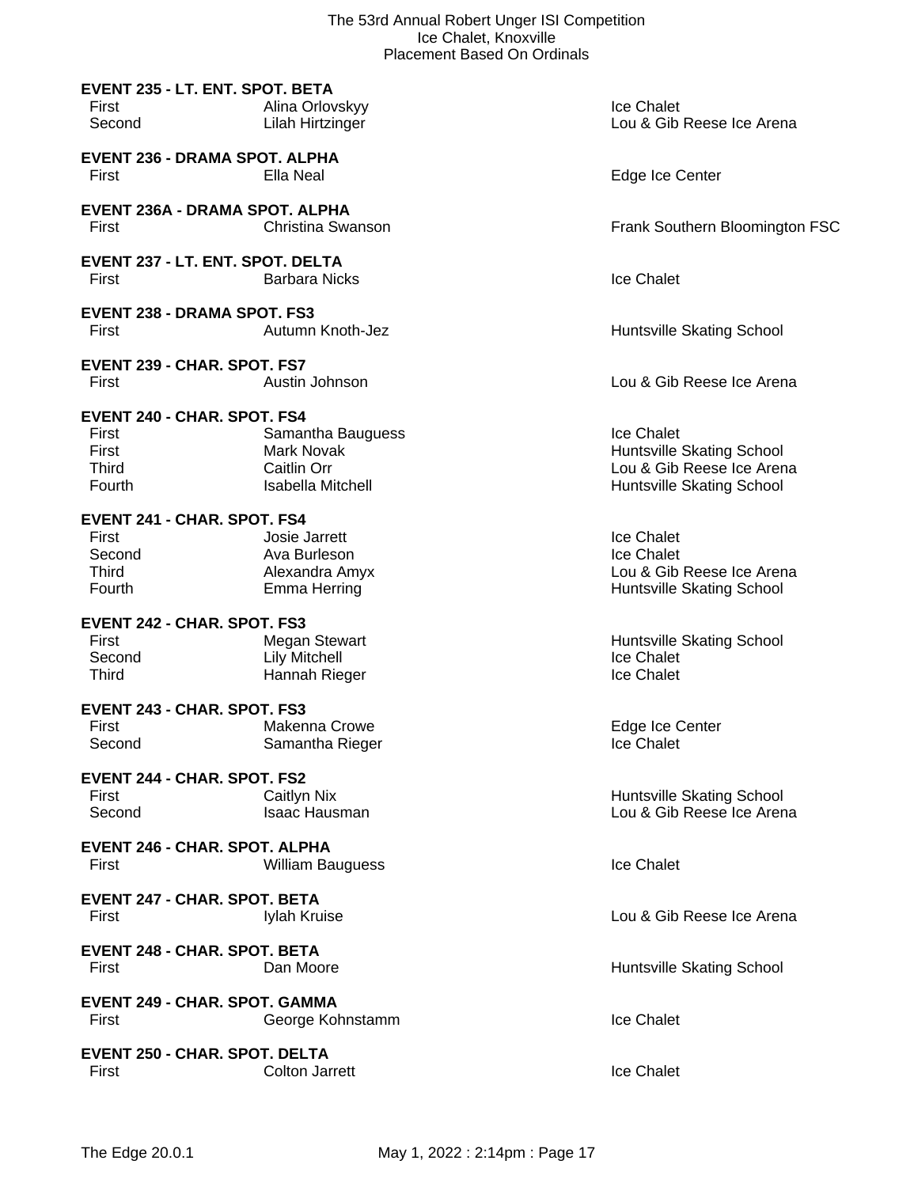### EVENT 235 - LT. ENT. SPOT. BETA

| | | |
|---|---|---|
| First | Alina Orlovskyy | Ice Chalet |
| Second | Lilah Hirtzinger | Lou & Gib Reese Ice Arena |

### EVENT 236 - DRAMA SPOT. ALPHA

| | | |
|---|---|---|
| First | Ella Neal | Edge Ice Center |

### EVENT 236A - DRAMA SPOT. ALPHA

| | | |
|---|---|---|
| First | Christina Swanson | Frank Southern Bloomington FSC |

### EVENT 237 - LT. ENT. SPOT. DELTA

| | | |
|---|---|---|
| First | Barbara Nicks | Ice Chalet |

### EVENT 238 - DRAMA SPOT. FS3

| | | |
|---|---|---|
| First | Autumn Knoth-Jez | Huntsville Skating School |

### EVENT 239 - CHAR. SPOT. FS7

| | | |
|---|---|---|
| First | Austin Johnson | Lou & Gib Reese Ice Arena |

### EVENT 240 - CHAR. SPOT. FS4

| | | |
|---|---|---|
| First | Samantha Bauguess | Ice Chalet |
| First | Mark Novak | Huntsville Skating School |
| Third | Caitlin Orr | Lou & Gib Reese Ice Arena |
| Fourth | Isabella Mitchell | Huntsville Skating School |

### EVENT 241 - CHAR. SPOT. FS4

| | | |
|---|---|---|
| First | Josie Jarrett | Ice Chalet |
| Second | Ava Burleson | Ice Chalet |
| Third | Alexandra Amyx | Lou & Gib Reese Ice Arena |
| Fourth | Emma Herring | Huntsville Skating School |

### EVENT 242 - CHAR. SPOT. FS3

| | | |
|---|---|---|
| First | Megan Stewart | Huntsville Skating School |
| Second | Lily Mitchell | Ice Chalet |
| Third | Hannah Rieger | Ice Chalet |

### EVENT 243 - CHAR. SPOT. FS3

| | | |
|---|---|---|
| First | Makenna Crowe | Edge Ice Center |
| Second | Samantha Rieger | Ice Chalet |

### EVENT 244 - CHAR. SPOT. FS2

| | | |
|---|---|---|
| First | Caitlyn Nix | Huntsville Skating School |
| Second | Isaac Hausman | Lou & Gib Reese Ice Arena |

### EVENT 246 - CHAR. SPOT. ALPHA

| | | |
|---|---|---|
| First | William Bauguess | Ice Chalet |

### EVENT 247 - CHAR. SPOT. BETA

| | | |
|---|---|---|
| First | Iylah Kruise | Lou & Gib Reese Ice Arena |

### EVENT 248 - CHAR. SPOT. BETA

| | | |
|---|---|---|
| First | Dan Moore | Huntsville Skating School |

### EVENT 249 - CHAR. SPOT. GAMMA

| | | |
|---|---|---|
| First | George Kohnstamm | Ice Chalet |

### EVENT 250 - CHAR. SPOT. DELTA

| | | |
|---|---|---|
| First | Colton Jarrett | Ice Chalet |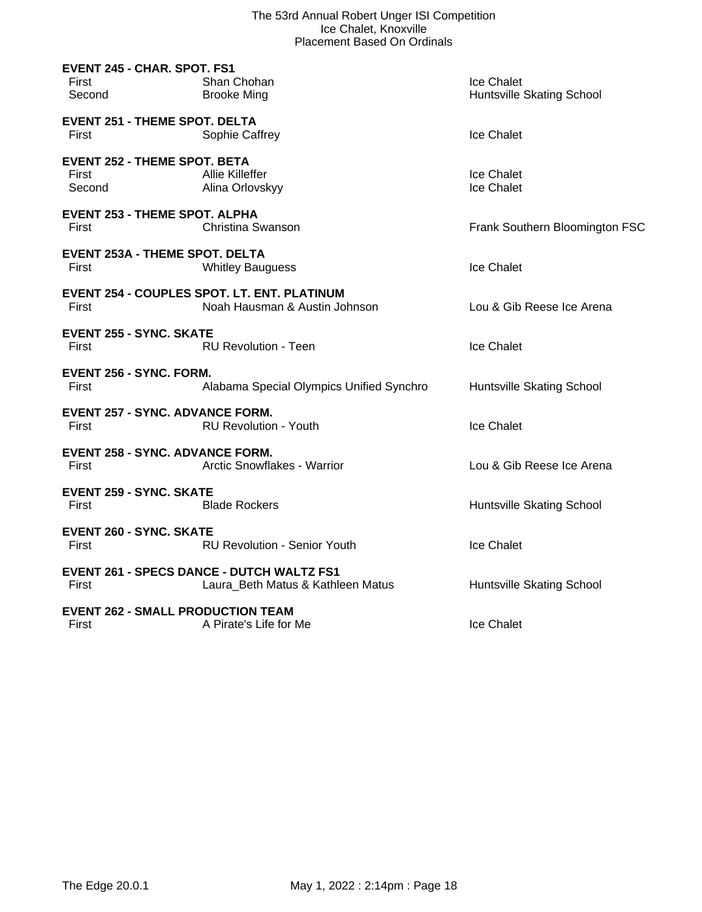**EVENT 245 - CHAR. SPOT. FS1**

| | | |
|---|---|---|
| First | Shan Chohan | Ice Chalet |
| Second | Brooke Ming | Huntsville Skating School |

**EVENT 251 - THEME SPOT. DELTA**

| | | |
|---|---|---|
| First | Sophie Caffrey | Ice Chalet |

**EVENT 252 - THEME SPOT. BETA**

| | | |
|---|---|---|
| First | Allie Killeffer | Ice Chalet |
| Second | Alina Orlovskyy | Ice Chalet |

**EVENT 253 - THEME SPOT. ALPHA**

| | | |
|---|---|---|
| First | Christina Swanson | Frank Southern Bloomington FSC |

**EVENT 253A - THEME SPOT. DELTA**

| | | |
|---|---|---|
| First | Whitley Bauguess | Ice Chalet |

**EVENT 254 - COUPLES SPOT. LT. ENT. PLATINUM**

| | | |
|---|---|---|
| First | Noah Hausman & Austin Johnson | Lou & Gib Reese Ice Arena |

**EVENT 255 - SYNC. SKATE**

| | | |
|---|---|---|
| First | RU Revolution - Teen | Ice Chalet |

**EVENT 256 - SYNC. FORM.**

| | | |
|---|---|---|
| First | Alabama Special Olympics Unified Synchro | Huntsville Skating School |

**EVENT 257 - SYNC. ADVANCE FORM.**

| | | |
|---|---|---|
| First | RU Revolution - Youth | Ice Chalet |

**EVENT 258 - SYNC. ADVANCE FORM.**

| | | |
|---|---|---|
| First | Arctic Snowflakes - Warrior | Lou & Gib Reese Ice Arena |

**EVENT 259 - SYNC. SKATE**

| | | |
|---|---|---|
| First | Blade Rockers | Huntsville Skating School |

**EVENT 260 - SYNC. SKATE**

| | | |
|---|---|---|
| First | RU Revolution - Senior Youth | Ice Chalet |

**EVENT 261 - SPECS DANCE - DUTCH WALTZ FS1**

| | | |
|---|---|---|
| First | Laura_Beth Matus & Kathleen Matus | Huntsville Skating School |

**EVENT 262 - SMALL PRODUCTION TEAM**

| | | |
|---|---|---|
| First | A Pirate's Life for Me | Ice Chalet |